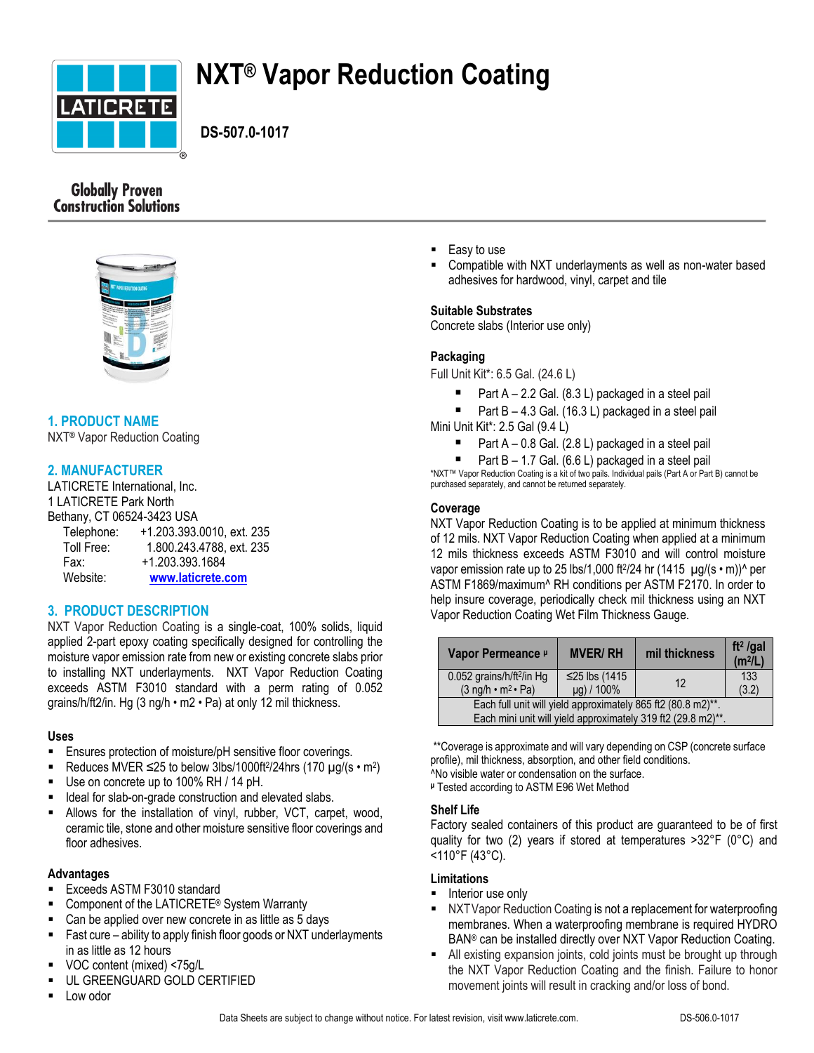# NXT® Vapor Reduction Coating

**DS-507.0-1017**

Globally Proven Construction Solutions

## 1. PRODUCT NAME

NXT® Vapor Reduction Coating

## 2. MANUFACTURER

LATICRETE International, Inc.
1 LATICRETE Park North
Bethany, CT 06524-3423 USA

Telephone: +1.203.393.0010, ext. 235
Toll Free: 1.800.243.4788, ext. 235
Fax: +1.203.393.1684
Website: www.laticrete.com

## 3. PRODUCT DESCRIPTION

NXT Vapor Reduction Coating is a single-coat, 100% solids, liquid applied 2-part epoxy coating specifically designed for controlling the moisture vapor emission rate from new or existing concrete slabs prior to installing NXT underlayments. NXT Vapor Reduction Coating exceeds ASTM F3010 standard with a perm rating of 0.052 grains/h/ft2/in. Hg (3 ng/h • m2 • Pa) at only 12 mil thickness.

### Uses

- Ensures protection of moisture/pH sensitive floor coverings.
- Reduces MVER ≤25 to below 3lbs/1000ft²/24hrs (170 µg/(s • m²)
- Use on concrete up to 100% RH / 14 pH.
- Ideal for slab-on-grade construction and elevated slabs.
- Allows for the installation of vinyl, rubber, VCT, carpet, wood, ceramic tile, stone and other moisture sensitive floor coverings and floor adhesives.

### Advantages

- Exceeds ASTM F3010 standard
- Component of the LATICRETE® System Warranty
- Can be applied over new concrete in as little as 5 days
- Fast cure – ability to apply finish floor goods or NXT underlayments in as little as 12 hours
- VOC content (mixed) <75g/L
- UL GREENGUARD GOLD CERTIFIED
- Low odor
- Easy to use
- Compatible with NXT underlayments as well as non-water based adhesives for hardwood, vinyl, carpet and tile

### Suitable Substrates

Concrete slabs (Interior use only)

### Packaging

Full Unit Kit*: 6.5 Gal. (24.6 L)

- Part A – 2.2 Gal. (8.3 L) packaged in a steel pail
- Part B – 4.3 Gal. (16.3 L) packaged in a steel pail

Mini Unit Kit*: 2.5 Gal (9.4 L)

- Part A – 0.8 Gal. (2.8 L) packaged in a steel pail
- Part B – 1.7 Gal. (6.6 L) packaged in a steel pail

*NXT™ Vapor Reduction Coating is a kit of two pails. Individual pails (Part A or Part B) cannot be purchased separately, and cannot be returned separately.

### Coverage

NXT Vapor Reduction Coating is to be applied at minimum thickness of 12 mils. NXT Vapor Reduction Coating when applied at a minimum 12 mils thickness exceeds ASTM F3010 and will control moisture vapor emission rate up to 25 lbs/1,000 ft²/24 hr (1415 µg/(s • m))^ per ASTM F1869/maximum^ RH conditions per ASTM F2170. In order to help insure coverage, periodically check mil thickness using an NXT Vapor Reduction Coating Wet Film Thickness Gauge.

| Vapor Permeance µ | MVER/ RH | mil thickness | ft² /gal (m²/L) |
|---|---|---|---|
| 0.052 grains/h/ft²/in Hg (3 ng/h • m² • Pa) | ≤25 lbs (1415 µg) / 100% | 12 | 133 (3.2) |
| Each full unit will yield approximately 865 ft2 (80.8 m2)**. Each mini unit will yield approximately 319 ft2 (29.8 m2)**. | | | |

**Coverage is approximate and will vary depending on CSP (concrete surface profile), mil thickness, absorption, and other field conditions.
^No visible water or condensation on the surface.
µ Tested according to ASTM E96 Wet Method

### Shelf Life

Factory sealed containers of this product are guaranteed to be of first quality for two (2) years if stored at temperatures >32°F (0°C) and <110°F (43°C).

### Limitations

- Interior use only
- NXT Vapor Reduction Coating is not a replacement for waterproofing membranes. When a waterproofing membrane is required HYDRO BAN® can be installed directly over NXT Vapor Reduction Coating.
- All existing expansion joints, cold joints must be brought up through the NXT Vapor Reduction Coating and the finish. Failure to honor movement joints will result in cracking and/or loss of bond.

Data Sheets are subject to change without notice. For latest revision, visit www.laticrete.com. DS-506.0-1017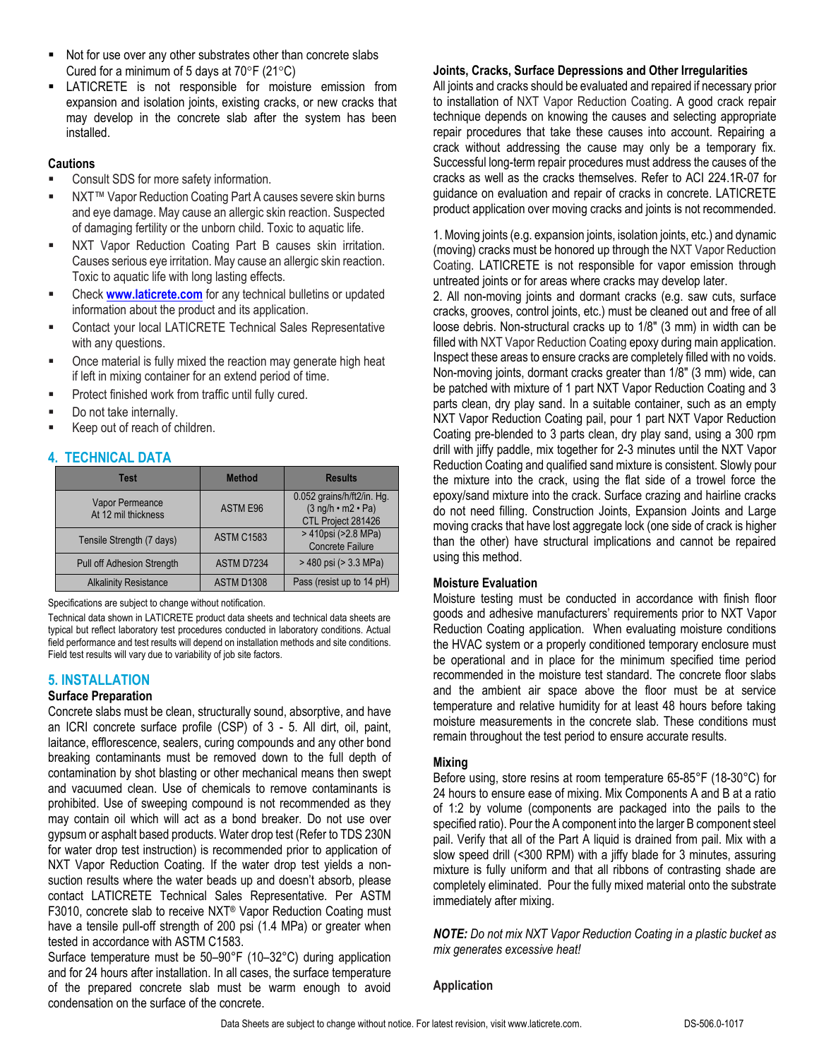- Not for use over any other substrates other than concrete slabs Cured for a minimum of 5 days at 70°F (21°C)
- LATICRETE is not responsible for moisture emission from expansion and isolation joints, existing cracks, or new cracks that may develop in the concrete slab after the system has been installed.

### Cautions

- Consult SDS for more safety information.
- NXT™ Vapor Reduction Coating Part A causes severe skin burns and eye damage. May cause an allergic skin reaction. Suspected of damaging fertility or the unborn child. Toxic to aquatic life.
- NXT Vapor Reduction Coating Part B causes skin irritation. Causes serious eye irritation. May cause an allergic skin reaction. Toxic to aquatic life with long lasting effects.
- Check **www.laticrete.com** for any technical bulletins or updated information about the product and its application.
- Contact your local LATICRETE Technical Sales Representative with any questions.
- Once material is fully mixed the reaction may generate high heat if left in mixing container for an extend period of time.
- Protect finished work from traffic until fully cured.
- Do not take internally.
- Keep out of reach of children.

## 4. TECHNICAL DATA

| Test | Method | Results |
|---|---|---|
| Vapor Permeance At 12 mil thickness | ASTM E96 | 0.052 grains/h/ft2/in. Hg. (3 ng/h • m2 • Pa) CTL Project 281426 |
| Tensile Strength (7 days) | ASTM C1583 | > 410psi (>2.8 MPa) Concrete Failure |
| Pull off Adhesion Strength | ASTM D7234 | > 480 psi (> 3.3 MPa) |
| Alkalinity Resistance | ASTM D1308 | Pass (resist up to 14 pH) |

Specifications are subject to change without notification.

Technical data shown in LATICRETE product data sheets and technical data sheets are typical but reflect laboratory test procedures conducted in laboratory conditions. Actual field performance and test results will depend on installation methods and site conditions. Field test results will vary due to variability of job site factors.

## 5. INSTALLATION

### Surface Preparation

Concrete slabs must be clean, structurally sound, absorptive, and have an ICRI concrete surface profile (CSP) of 3 - 5. All dirt, oil, paint, laitance, efflorescence, sealers, curing compounds and any other bond breaking contaminants must be removed down to the full depth of contamination by shot blasting or other mechanical means then swept and vacuumed clean. Use of chemicals to remove contaminants is prohibited. Use of sweeping compound is not recommended as they may contain oil which will act as a bond breaker. Do not use over gypsum or asphalt based products. Water drop test (Refer to TDS 230N for water drop test instruction) is recommended prior to application of NXT Vapor Reduction Coating. If the water drop test yields a non-suction results where the water beads up and doesn't absorb, please contact LATICRETE Technical Sales Representative. Per ASTM F3010, concrete slab to receive NXT® Vapor Reduction Coating must have a tensile pull-off strength of 200 psi (1.4 MPa) or greater when tested in accordance with ASTM C1583.

Surface temperature must be 50–90°F (10–32°C) during application and for 24 hours after installation. In all cases, the surface temperature of the prepared concrete slab must be warm enough to avoid condensation on the surface of the concrete.

### Joints, Cracks, Surface Depressions and Other Irregularities

All joints and cracks should be evaluated and repaired if necessary prior to installation of NXT Vapor Reduction Coating. A good crack repair technique depends on knowing the causes and selecting appropriate repair procedures that take these causes into account. Repairing a crack without addressing the cause may only be a temporary fix. Successful long-term repair procedures must address the causes of the cracks as well as the cracks themselves. Refer to ACI 224.1R-07 for guidance on evaluation and repair of cracks in concrete. LATICRETE product application over moving cracks and joints is not recommended.

1. Moving joints (e.g. expansion joints, isolation joints, etc.) and dynamic (moving) cracks must be honored up through the NXT Vapor Reduction Coating. LATICRETE is not responsible for vapor emission through untreated joints or for areas where cracks may develop later.
2. All non-moving joints and dormant cracks (e.g. saw cuts, surface cracks, grooves, control joints, etc.) must be cleaned out and free of all loose debris. Non-structural cracks up to 1/8" (3 mm) in width can be filled with NXT Vapor Reduction Coating epoxy during main application. Inspect these areas to ensure cracks are completely filled with no voids. Non-moving joints, dormant cracks greater than 1/8" (3 mm) wide, can be patched with mixture of 1 part NXT Vapor Reduction Coating and 3 parts clean, dry play sand. In a suitable container, such as an empty NXT Vapor Reduction Coating pail, pour 1 part NXT Vapor Reduction Coating pre-blended to 3 parts clean, dry play sand, using a 300 rpm drill with jiffy paddle, mix together for 2-3 minutes until the NXT Vapor Reduction Coating and qualified sand mixture is consistent. Slowly pour the mixture into the crack, using the flat side of a trowel force the epoxy/sand mixture into the crack. Surface crazing and hairline cracks do not need filling. Construction Joints, Expansion Joints and Large moving cracks that have lost aggregate lock (one side of crack is higher than the other) have structural implications and cannot be repaired using this method.

### Moisture Evaluation

Moisture testing must be conducted in accordance with finish floor goods and adhesive manufacturers' requirements prior to NXT Vapor Reduction Coating application. When evaluating moisture conditions the HVAC system or a properly conditioned temporary enclosure must be operational and in place for the minimum specified time period recommended in the moisture test standard. The concrete floor slabs and the ambient air space above the floor must be at service temperature and relative humidity for at least 48 hours before taking moisture measurements in the concrete slab. These conditions must remain throughout the test period to ensure accurate results.

### Mixing

Before using, store resins at room temperature 65-85°F (18-30°C) for 24 hours to ensure ease of mixing. Mix Components A and B at a ratio of 1:2 by volume (components are packaged into the pails to the specified ratio). Pour the A component into the larger B component steel pail. Verify that all of the Part A liquid is drained from pail. Mix with a slow speed drill (<300 RPM) with a jiffy blade for 3 minutes, assuring mixture is fully uniform and that all ribbons of contrasting shade are completely eliminated. Pour the fully mixed material onto the substrate immediately after mixing.

***NOTE:*** *Do not mix NXT Vapor Reduction Coating in a plastic bucket as mix generates excessive heat!*

### Application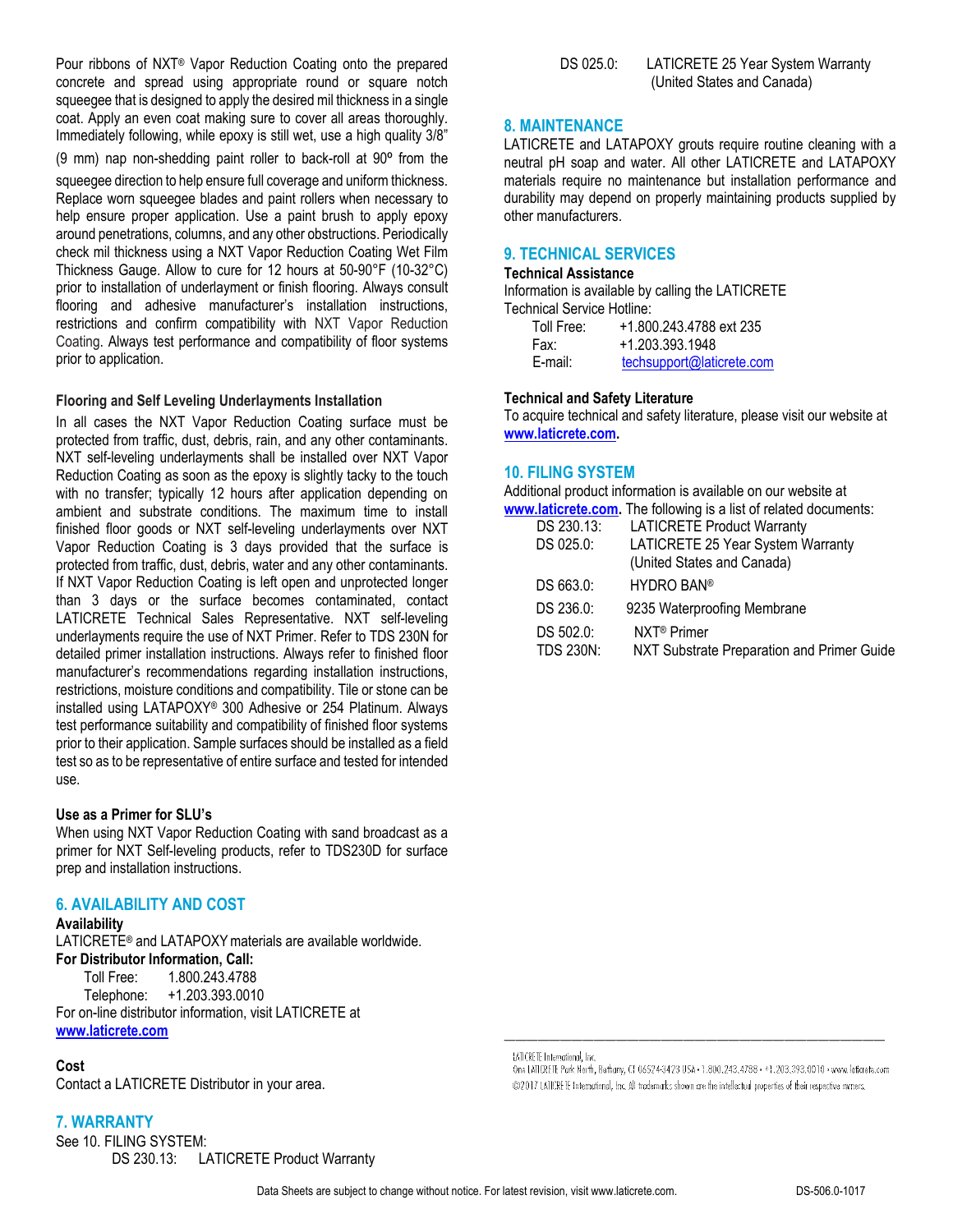Pour ribbons of NXT® Vapor Reduction Coating onto the prepared concrete and spread using appropriate round or square notch squeegee that is designed to apply the desired mil thickness in a single coat. Apply an even coat making sure to cover all areas thoroughly. Immediately following, while epoxy is still wet, use a high quality 3/8" (9 mm) nap non-shedding paint roller to back-roll at 90º from the squeegee direction to help ensure full coverage and uniform thickness. Replace worn squeegee blades and paint rollers when necessary to help ensure proper application. Use a paint brush to apply epoxy around penetrations, columns, and any other obstructions. Periodically check mil thickness using a NXT Vapor Reduction Coating Wet Film Thickness Gauge. Allow to cure for 12 hours at 50-90°F (10-32°C) prior to installation of underlayment or finish flooring. Always consult flooring and adhesive manufacturer's installation instructions, restrictions and confirm compatibility with NXT Vapor Reduction Coating. Always test performance and compatibility of floor systems prior to application.

**Flooring and Self Leveling Underlayments Installation**

In all cases the NXT Vapor Reduction Coating surface must be protected from traffic, dust, debris, rain, and any other contaminants. NXT self-leveling underlayments shall be installed over NXT Vapor Reduction Coating as soon as the epoxy is slightly tacky to the touch with no transfer; typically 12 hours after application depending on ambient and substrate conditions. The maximum time to install finished floor goods or NXT self-leveling underlayments over NXT Vapor Reduction Coating is 3 days provided that the surface is protected from traffic, dust, debris, water and any other contaminants. If NXT Vapor Reduction Coating is left open and unprotected longer than 3 days or the surface becomes contaminated, contact LATICRETE Technical Sales Representative. NXT self-leveling underlayments require the use of NXT Primer. Refer to TDS 230N for detailed primer installation instructions. Always refer to finished floor manufacturer's recommendations regarding installation instructions, restrictions, moisture conditions and compatibility. Tile or stone can be installed using LATAPOXY® 300 Adhesive or 254 Platinum. Always test performance suitability and compatibility of finished floor systems prior to their application. Sample surfaces should be installed as a field test so as to be representative of entire surface and tested for intended use.

**Use as a Primer for SLU's**

When using NXT Vapor Reduction Coating with sand broadcast as a primer for NXT Self-leveling products, refer to TDS230D for surface prep and installation instructions.

## 6. AVAILABILITY AND COST

**Availability**

LATICRETE® and LATAPOXY materials are available worldwide.

**For Distributor Information, Call:**

Toll Free: 1.800.243.4788
Telephone: +1.203.393.0010

For on-line distributor information, visit LATICRETE at **www.laticrete.com**

**Cost**

Contact a LATICRETE Distributor in your area.

## 7. WARRANTY

See 10. FILING SYSTEM:

DS 230.13: LATICRETE Product Warranty
DS 025.0: LATICRETE 25 Year System Warranty (United States and Canada)

## 8. MAINTENANCE

LATICRETE and LATAPOXY grouts require routine cleaning with a neutral pH soap and water. All other LATICRETE and LATAPOXY materials require no maintenance but installation performance and durability may depend on properly maintaining products supplied by other manufacturers.

## 9. TECHNICAL SERVICES

**Technical Assistance**

Information is available by calling the LATICRETE Technical Service Hotline:

Toll Free: +1.800.243.4788 ext 235
Fax: +1.203.393.1948
E-mail: techsupport@laticrete.com

**Technical and Safety Literature**

To acquire technical and safety literature, please visit our website at **www.laticrete.com.**

## 10. FILING SYSTEM

Additional product information is available on our website at **www.laticrete.com**. The following is a list of related documents:

DS 230.13: LATICRETE Product Warranty
DS 025.0: LATICRETE 25 Year System Warranty (United States and Canada)
DS 663.0: HYDRO BAN®
DS 236.0: 9235 Waterproofing Membrane
DS 502.0: NXT® Primer
TDS 230N: NXT Substrate Preparation and Primer Guide

LATICRETE International, Inc.
One LATICRETE Park North, Bethany, CT 06524-3423 USA • 1.800.243.4788 • +1.203.393.0010 • www.laticrete.com
©2017 LATICRETE International, Inc. All trademarks shown are the intellectual properties of their respective owners.

Data Sheets are subject to change without notice. For latest revision, visit www.laticrete.com. DS-506.0-1017